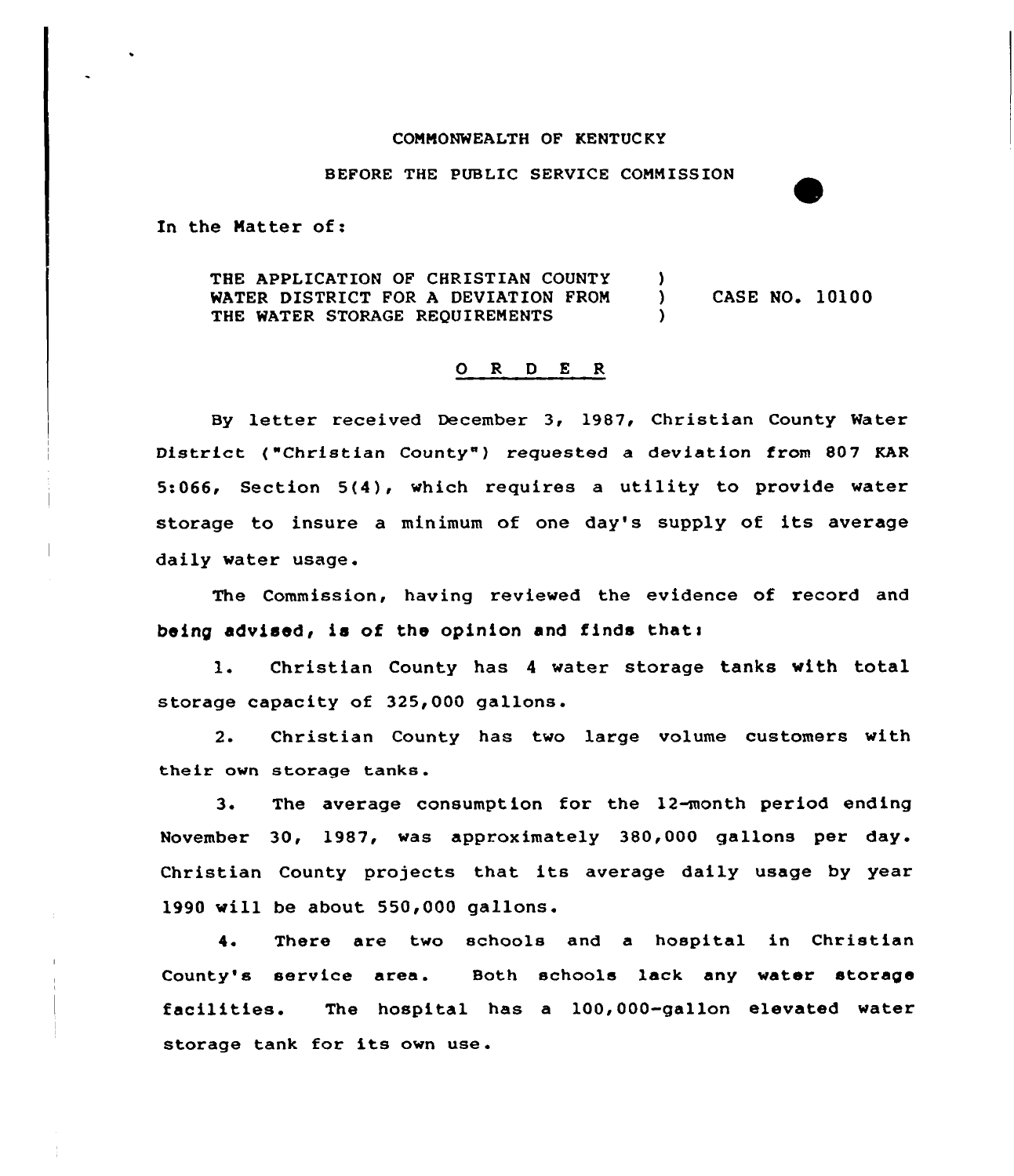COMMONWEALTH OF KENTUCKY

BEFORE THE PUBLIC SERVICE COMMISSION

In the Matter of:

THE APPLICATION OF CHRISTIAN COUNTY WATER DISTRICT FOR A DEVIATION FROM THE WATER STORAGE REQUIREMENTS ) CASE NO. 10100

## O R D E R

By letter received December 3, 1987, Christian County Water District ("Christian County") requested a deviation from 807 KAR 5:066, Section 5(4), which requires a utility to provide water storage to insure a minimum of one day's supply of its average daily water usage.

The Commission, having reviewed the evidence of record and being advised, is of the opinion and finds that:

1. Christian County has 4 water storage tanks with total storage capacity of 325,000 gallons.

2. Christian County has two large volume customers with their own storage tanks.

3. The average consumption for the 12-month period ending November 30, 1987, was approximately 380,000 gallons per day. Christian County projects that its average daily usage by year 1990 will be about 550,000 gallons.

4. There are two schools and a hospital in Christian County's service area. Both schools lack any water storage facilities. The hospital has a 100,000-gallon elevated water storage tank for its own use.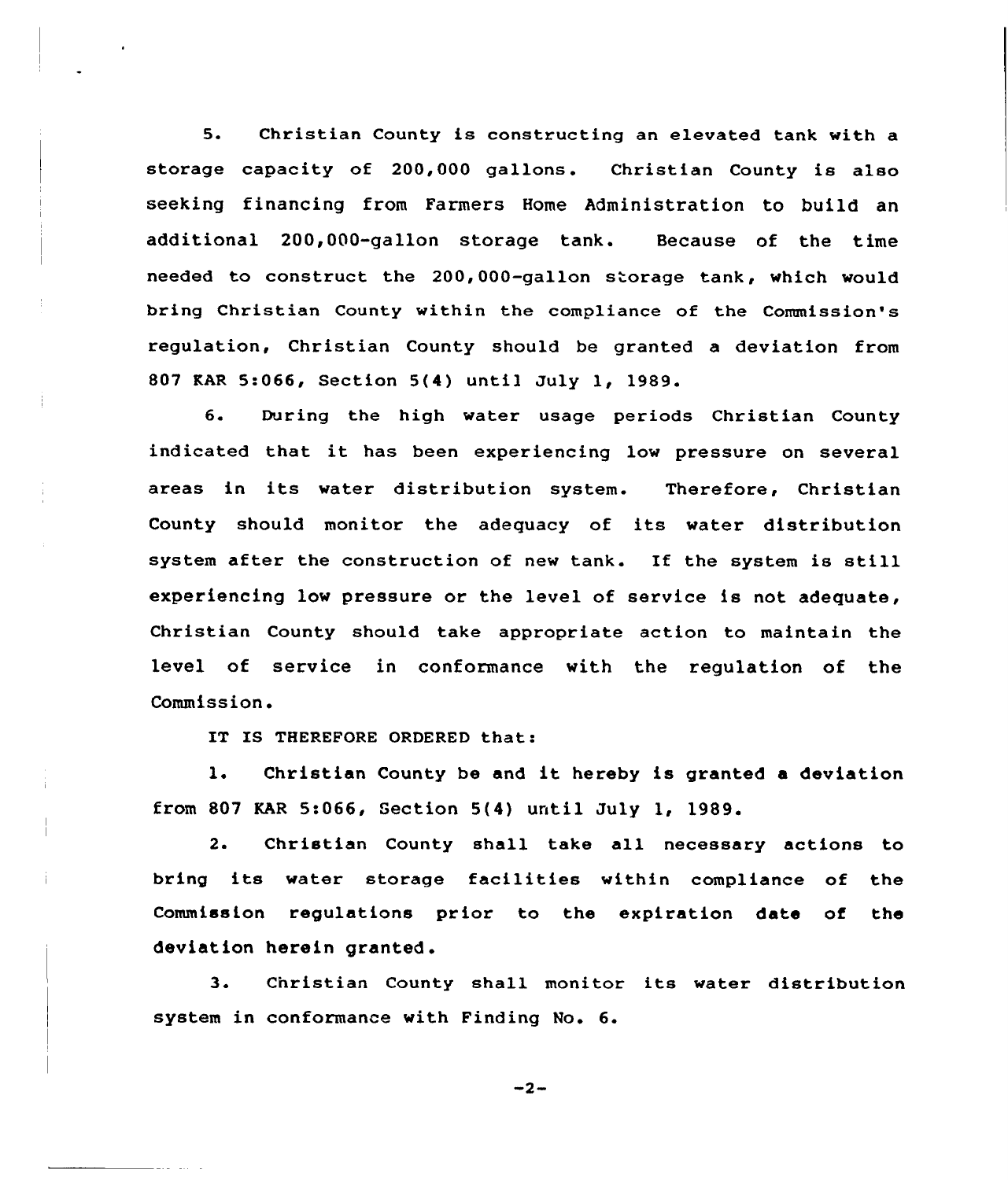5. Christian County is constructing an elevated tank with a storage capacity of 200,000 gallons. Christian County is also seeking financing from Farmers Home Administration to build an additional 200,000-gallon storage tank. Because of the time needed to construct the 200,000-gallon storage tank, which would bring Christian County within the compliance of the Commission's regulation, Christian County should be granted a deviation from 807 KAR 5:066, Section 5(4) until July 1, 1989.

6. During the high water usage periods Christian County indicated that it has been experiencing low pressure on several areas in its water distribution system. Therefore, Christian County should monitor the adequacy of its water distribution system after the construction of new tank. If the system is still experiencing low pressure or the level of service is not adequate, Christian County should take appropriate action to maintain the level of service in conformance with the regulation of the Commission.

IT IS THEREFORE ORDERED that:

1. Christian County be and it hereby is granted a deviation from 807 KAR 5:066, Section 5(4) until July 1, 1989.

2. Christian County shall take all necessary actions to bring its water storage facilities within compliance of the Commission regulations prior to the expiration date of the deviation herein granted.

3. Christian County shall monitor its water distribution system in conformance with Finding No. 6.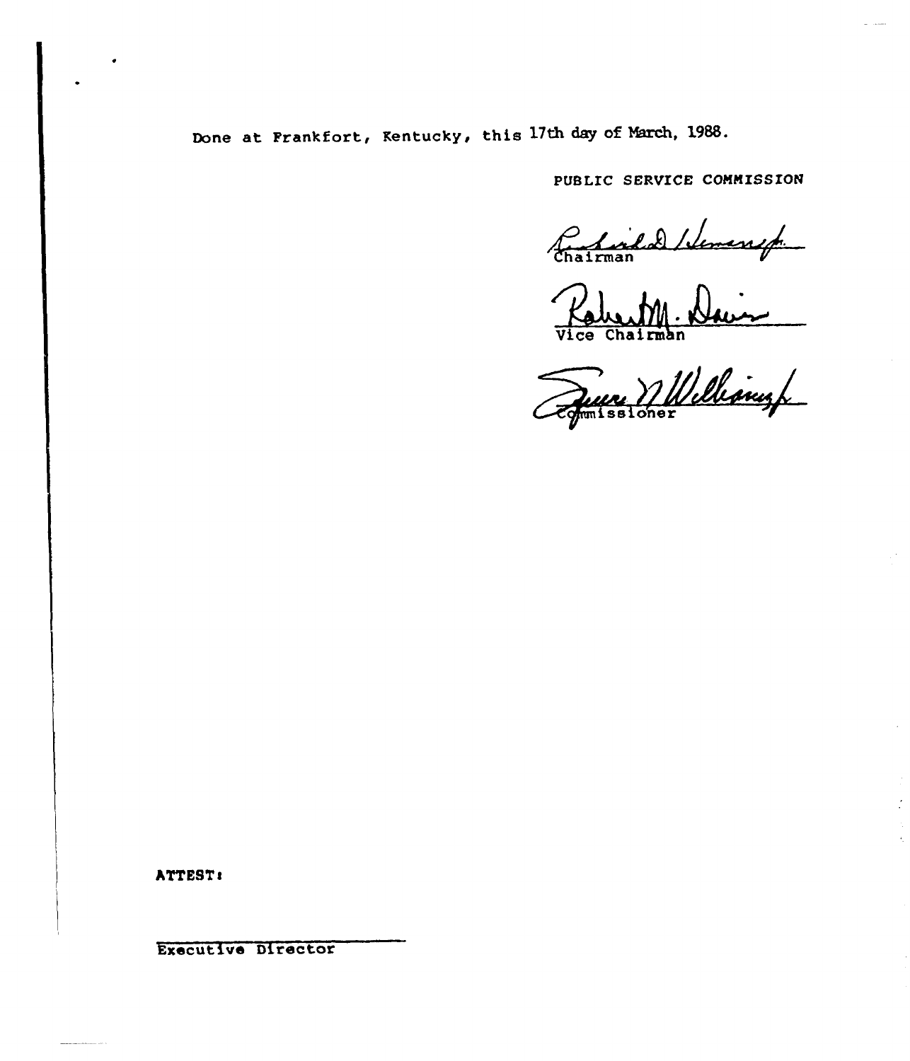Done at Frankfort, Kentucky, this 17th day of March, 1988.

PUBLIC SERVICE COMMISSION

Chairman

Vice Chairman

Commissioner

ATTEST:

Executive Director